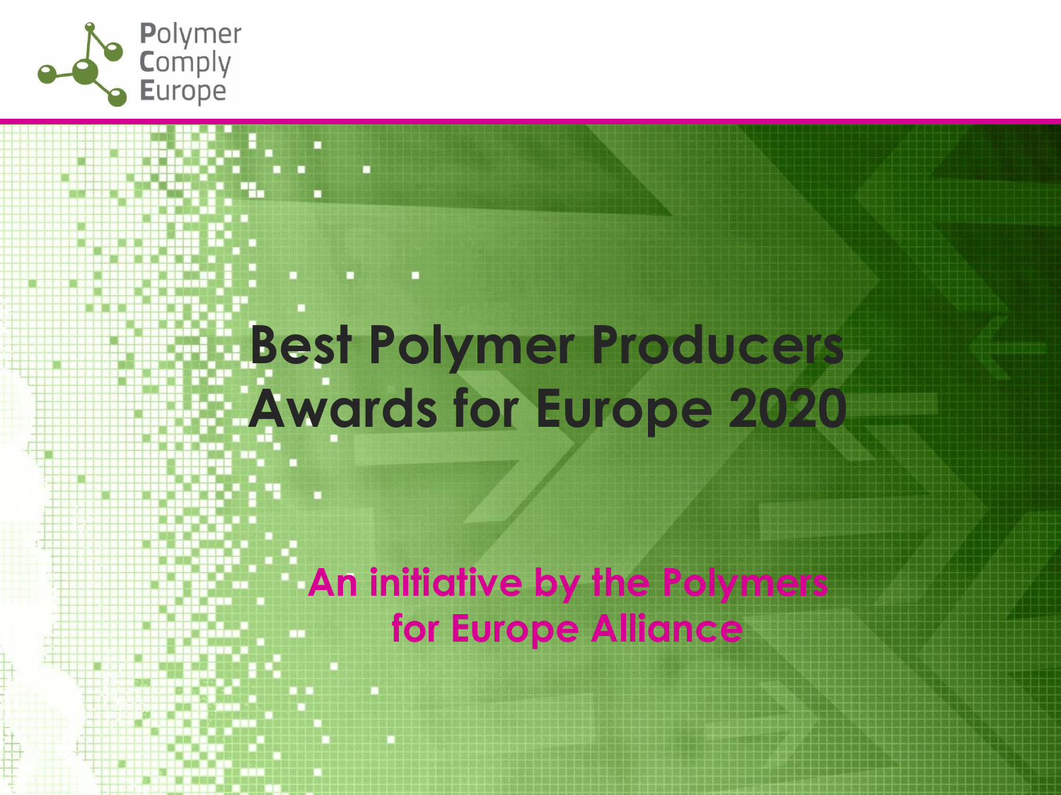Polymer Comply Europe

# Best Polymer Producers Awards for Europe 2020

## An initiative by the Polymers for Europe Alliance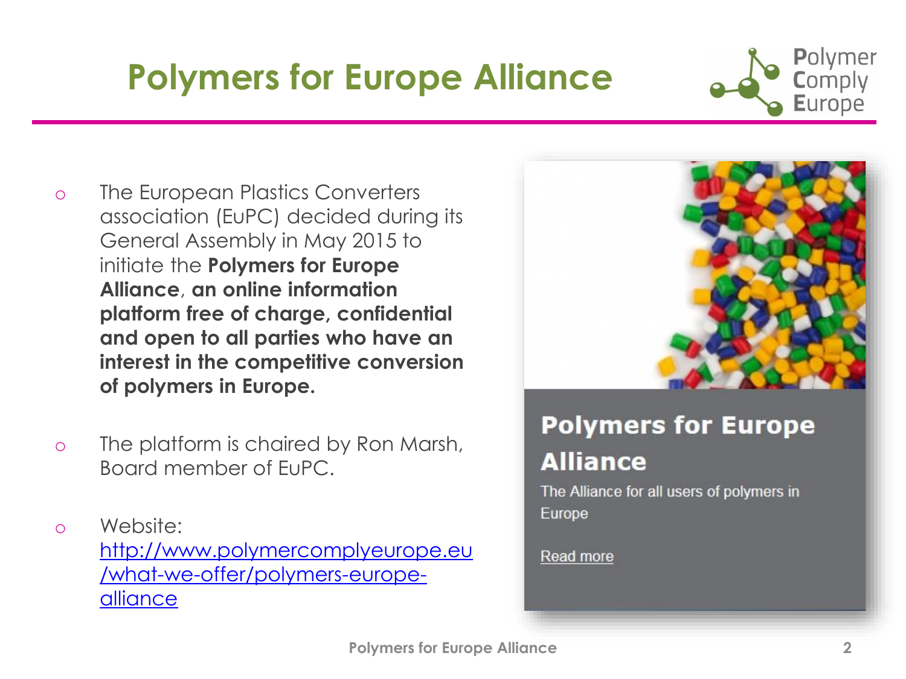# Polymers for Europe Alliance

- The European Plastics Converters association (EuPC) decided during its General Assembly in May 2015 to initiate the **Polymers for Europe Alliance**, **an online information platform free of charge, confidential and open to all parties who have an interest in the competitive conversion of polymers in Europe.**

- The platform is chaired by Ron Marsh, Board member of EuPC.

- Website: [http://www.polymercomplyeurope.eu/what-we-offer/polymers-europe-alliance](http://www.polymercomplyeurope.eu/what-we-offer/polymers-europe-alliance)

**Polymers for Europe Alliance**

The Alliance for all users of polymers in Europe

Read more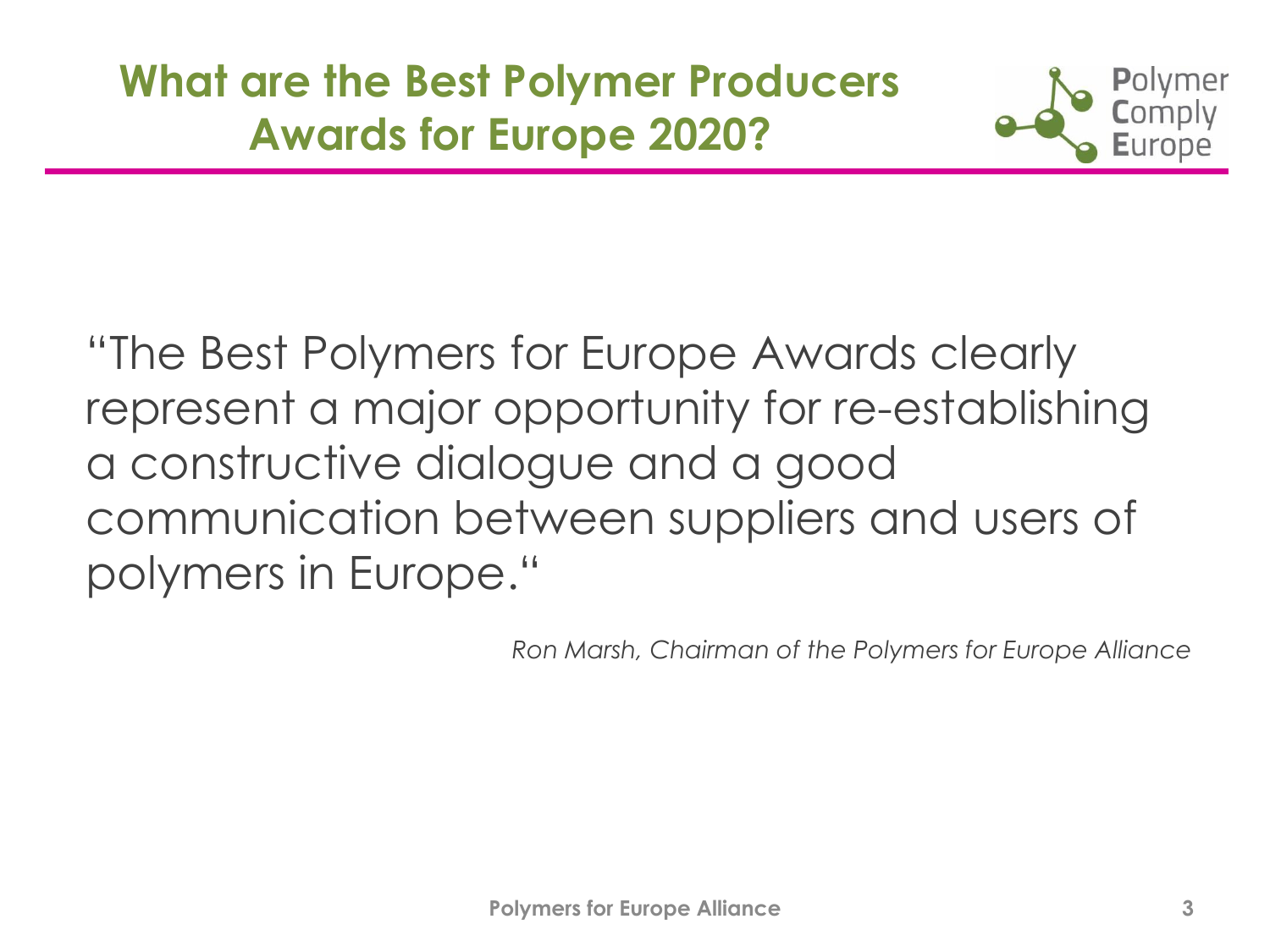## What are the Best Polymer Producers Awards for Europe 2020?

"The Best Polymers for Europe Awards clearly represent a major opportunity for re-establishing a constructive dialogue and a good communication between suppliers and users of polymers in Europe."

*Ron Marsh, Chairman of the Polymers for Europe Alliance*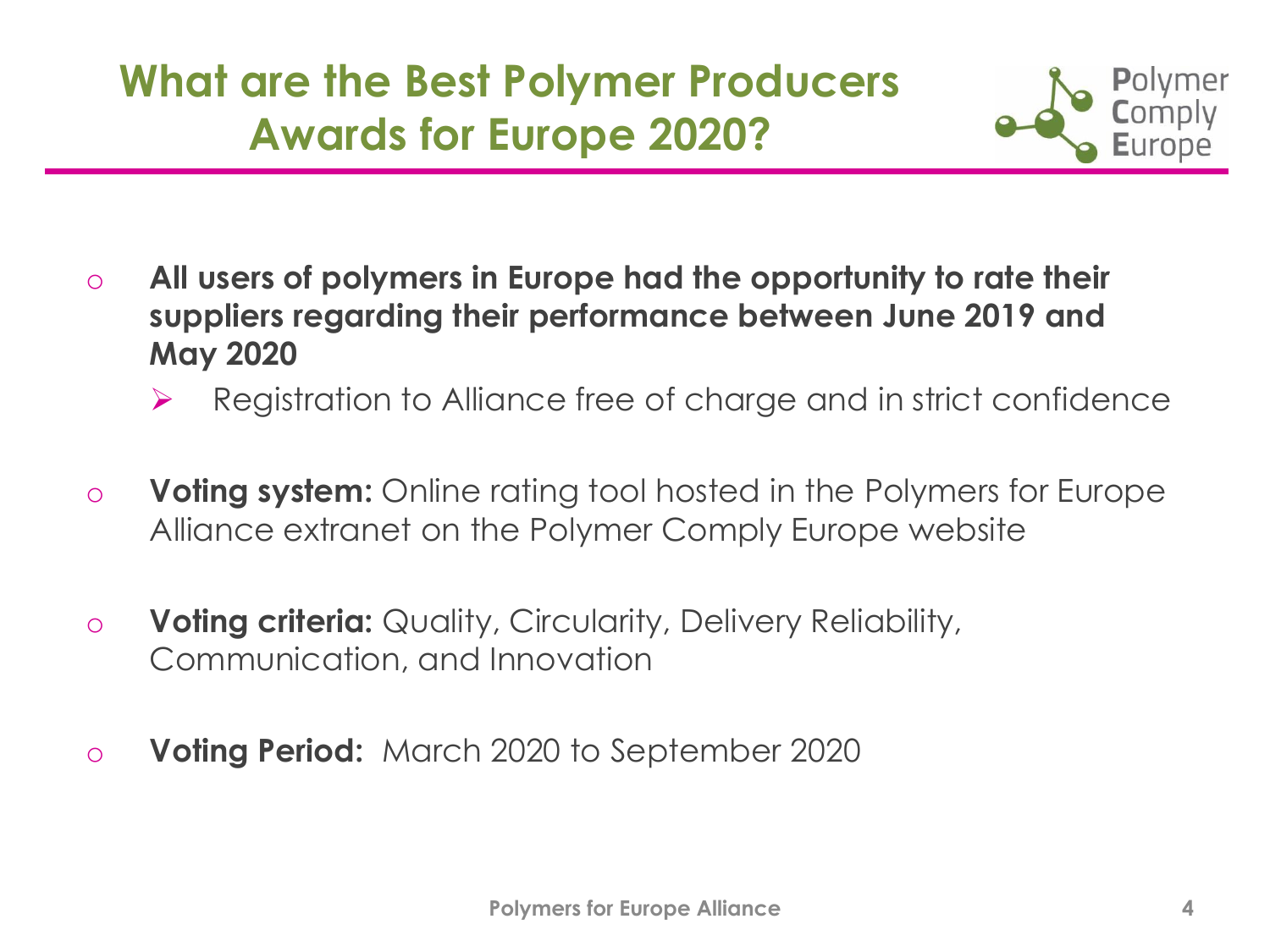# What are the Best Polymer Producers Awards for Europe 2020?

- **All users of polymers in Europe had the opportunity to rate their suppliers regarding their performance between June 2019 and May 2020**
  - Registration to Alliance free of charge and in strict confidence
- **Voting system:** Online rating tool hosted in the Polymers for Europe Alliance extranet on the Polymer Comply Europe website
- **Voting criteria:** Quality, Circularity, Delivery Reliability, Communication, and Innovation
- **Voting Period:** March 2020 to September 2020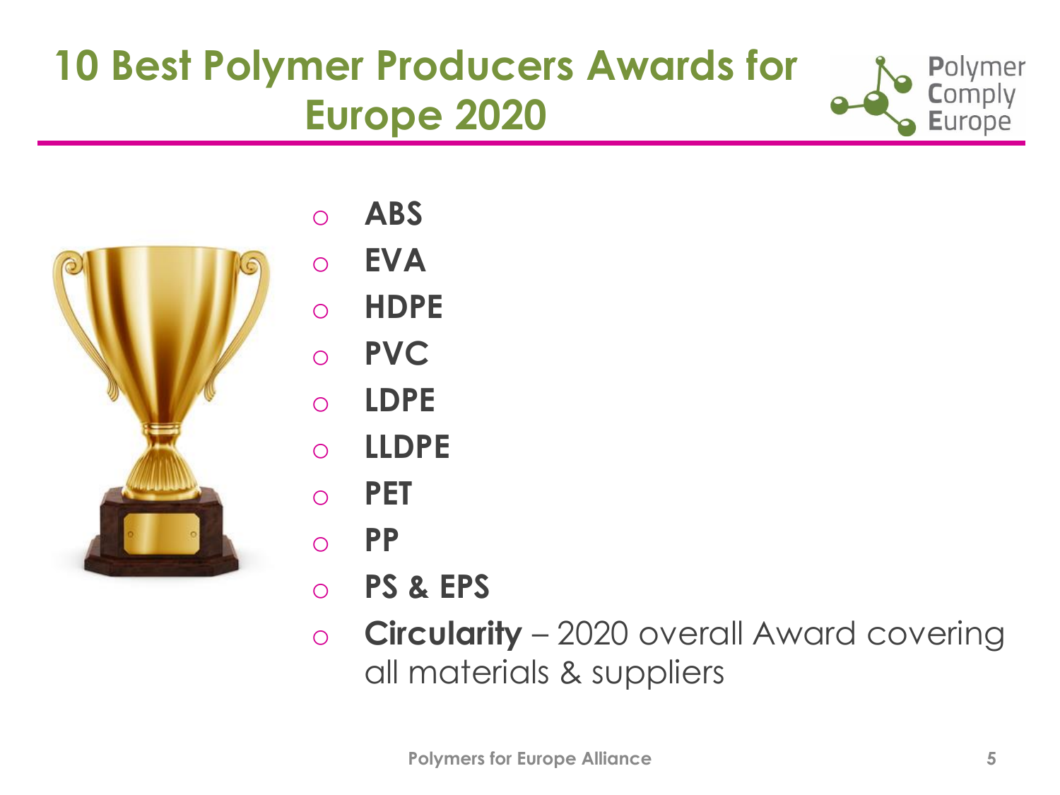# 10 Best Polymer Producers Awards for Europe 2020

- **ABS**
- **EVA**
- **HDPE**
- **PVC**
- **LDPE**
- **LLDPE**
- **PET**
- **PP**
- **PS & EPS**
- **Circularity** – 2020 overall Award covering all materials & suppliers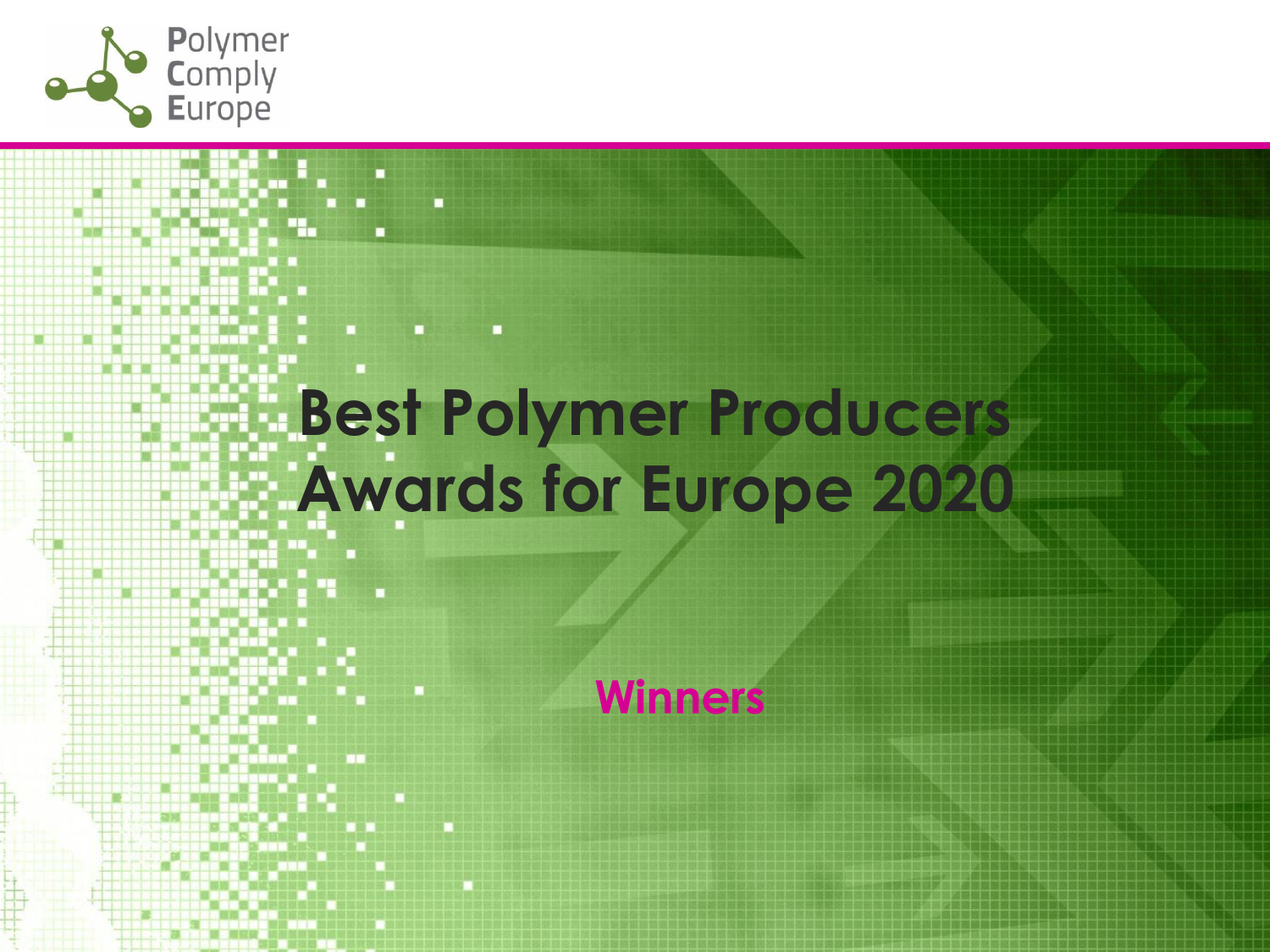Polymer Comply Europe

# Best Polymer Producers Awards for Europe 2020

## Winners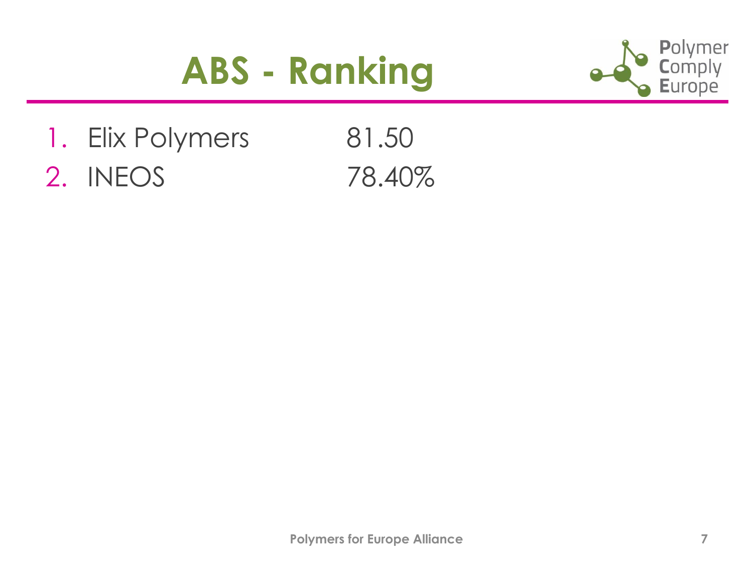# ABS - Ranking

1. Elix Polymers 81.50
2. INEOS 78.40%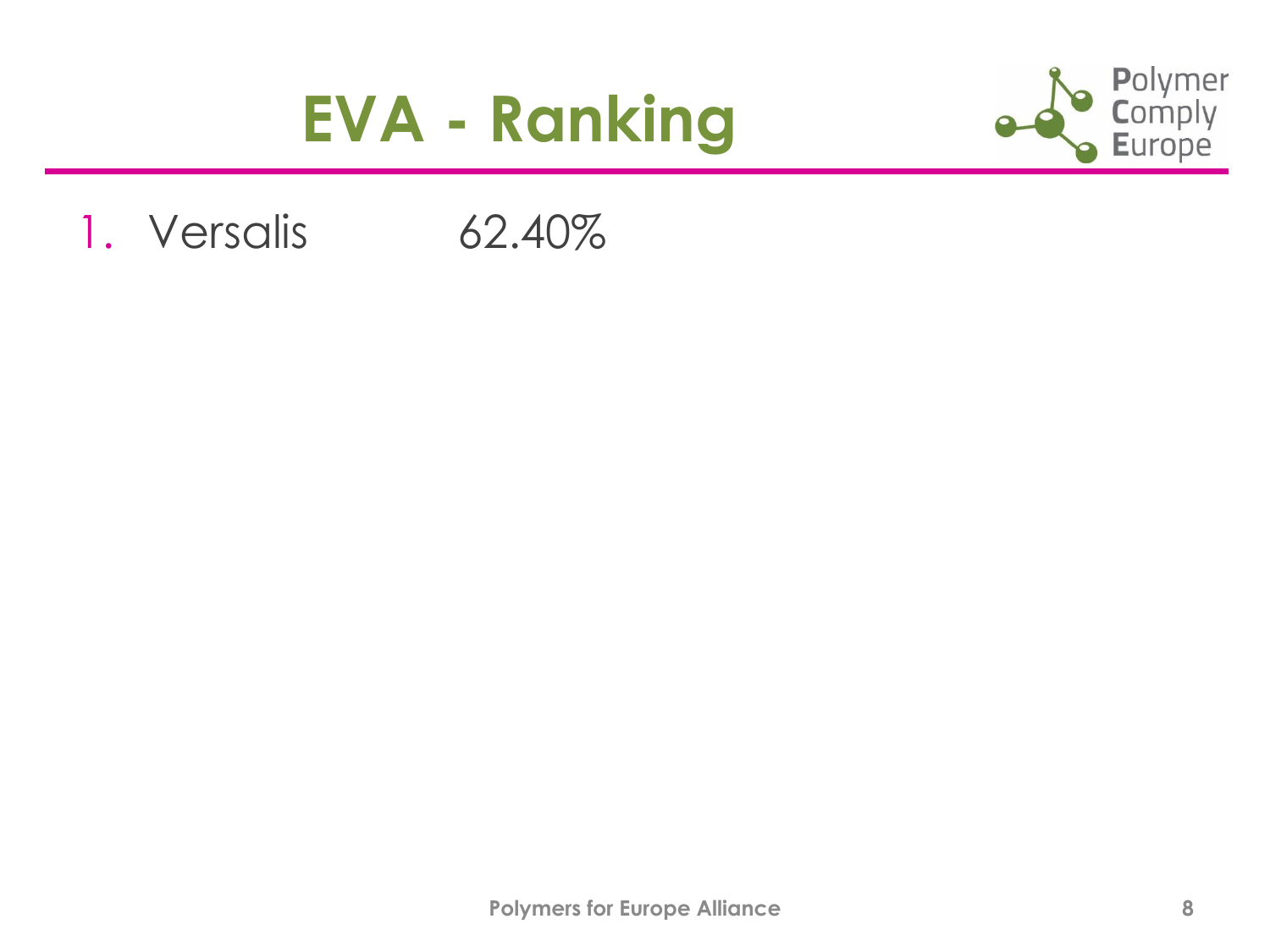# EVA - Ranking

1. Versalis 62.40%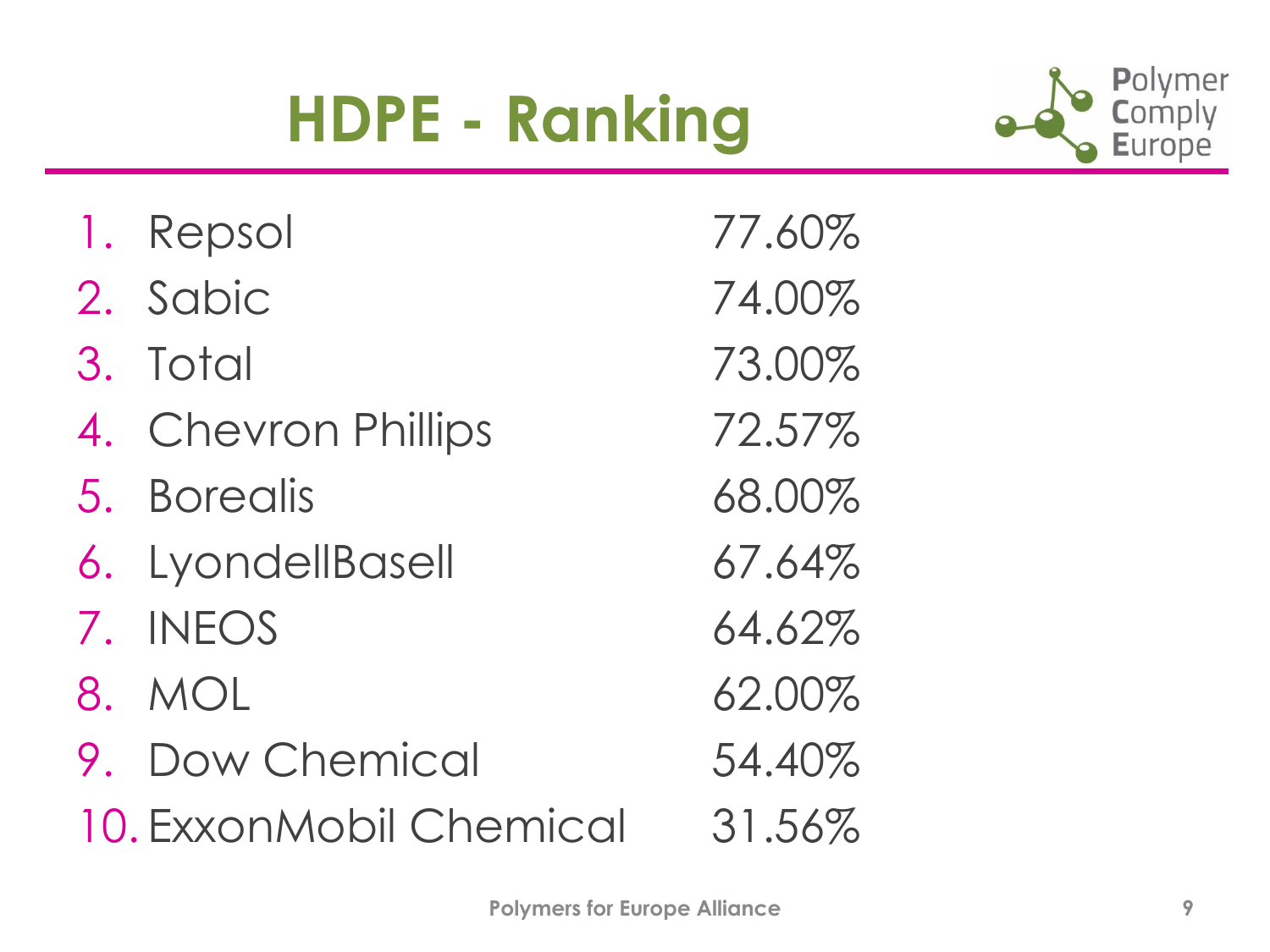# HDPE - Ranking

1. Repsol 77.60%
2. Sabic 74.00%
3. Total 73.00%
4. Chevron Phillips 72.57%
5. Borealis 68.00%
6. LyondellBasell 67.64%
7. INEOS 64.62%
8. MOL 62.00%
9. Dow Chemical 54.40%
10. ExxonMobil Chemical 31.56%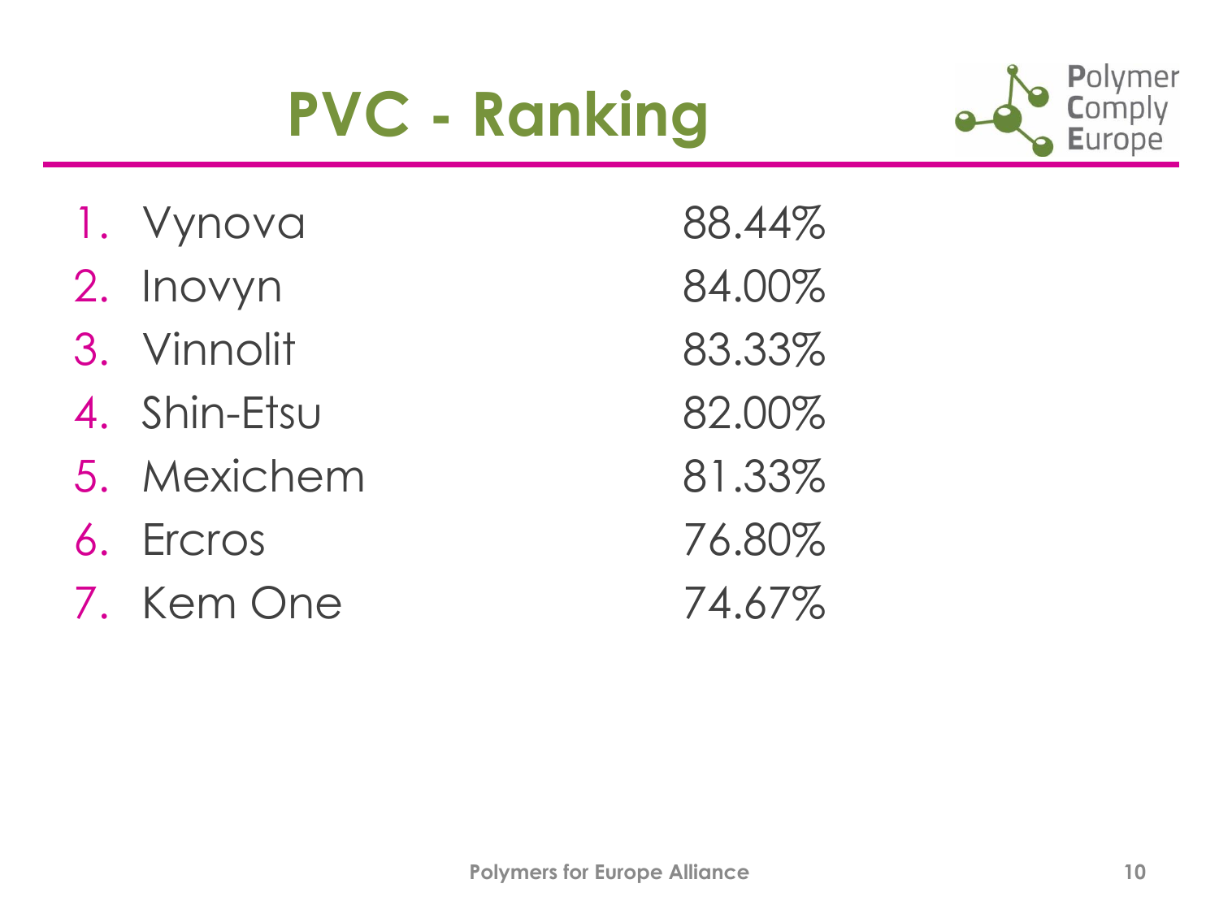# PVC - Ranking

1. Vynova 88.44%
2. Inovyn 84.00%
3. Vinnolit 83.33%
4. Shin-Etsu 82.00%
5. Mexichem 81.33%
6. Ercros 76.80%
7. Kem One 74.67%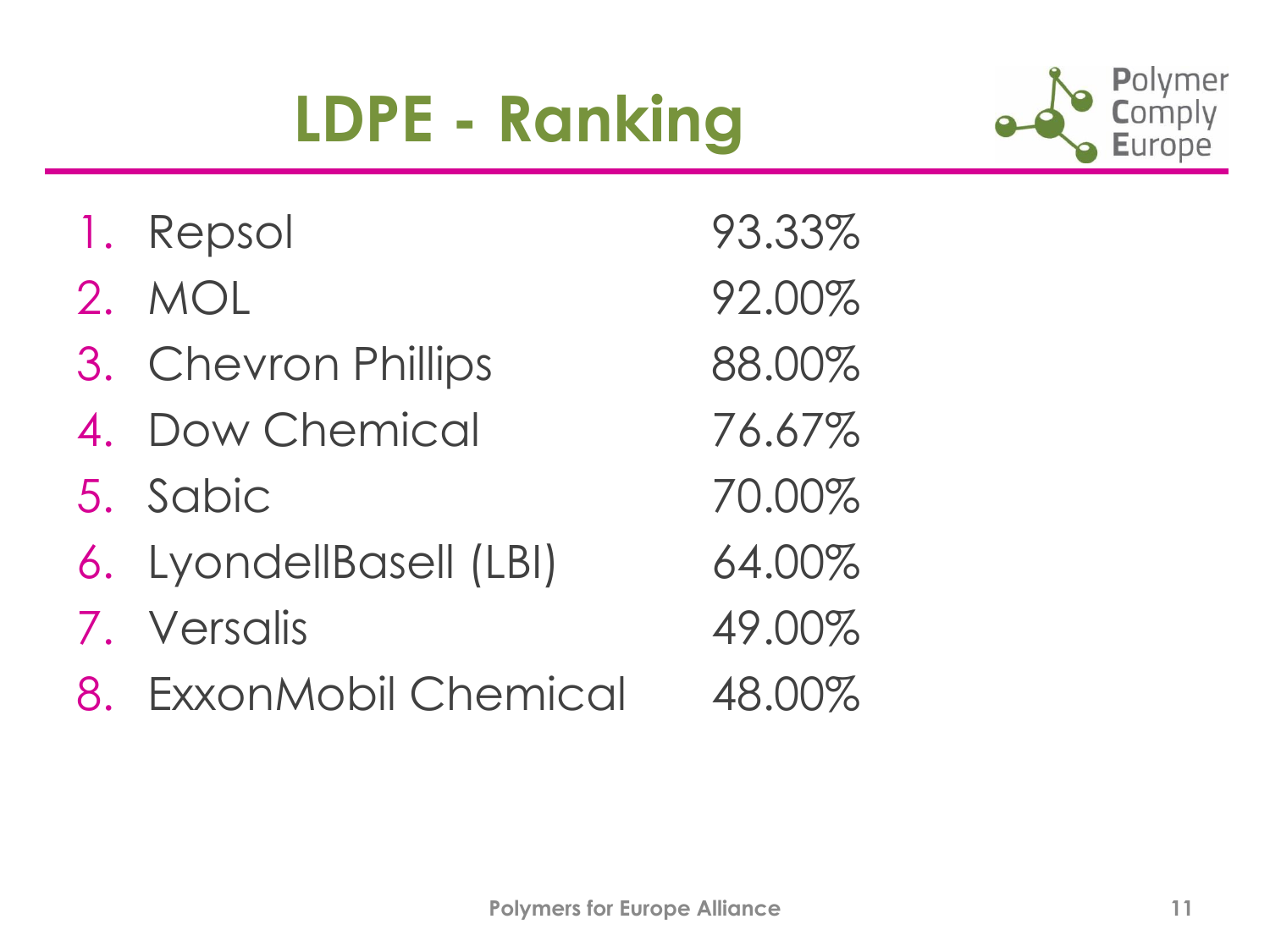# LDPE - Ranking

1. Repsol 93.33%
2. MOL 92.00%
3. Chevron Phillips 88.00%
4. Dow Chemical 76.67%
5. Sabic 70.00%
6. LyondellBasell (LBI) 64.00%
7. Versalis 49.00%
8. ExxonMobil Chemical 48.00%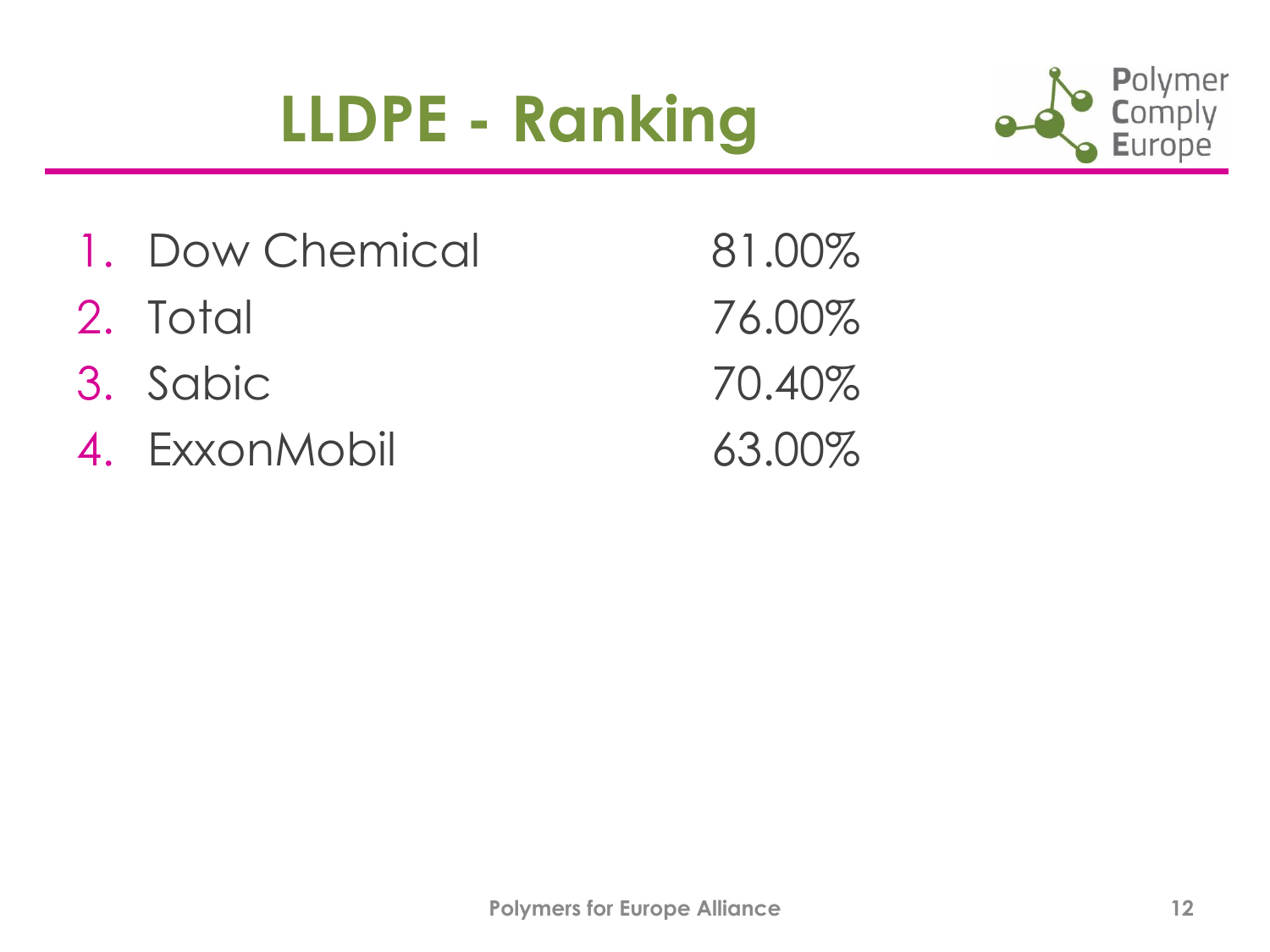# LLDPE - Ranking

1. Dow Chemical 81.00%
2. Total 76.00%
3. Sabic 70.40%
4. ExxonMobil 63.00%

Polymers for Europe Alliance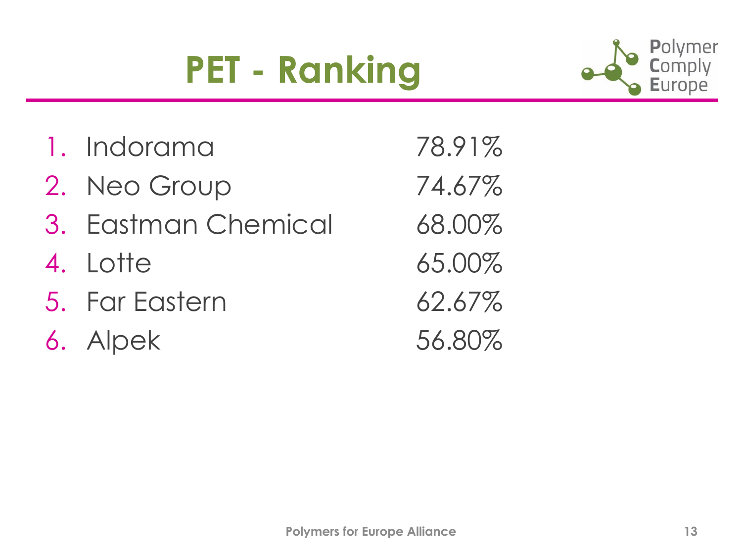# PET - Ranking

1. Indorama 78.91%
2. Neo Group 74.67%
3. Eastman Chemical 68.00%
4. Lotte 65.00%
5. Far Eastern 62.67%
6. Alpek 56.80%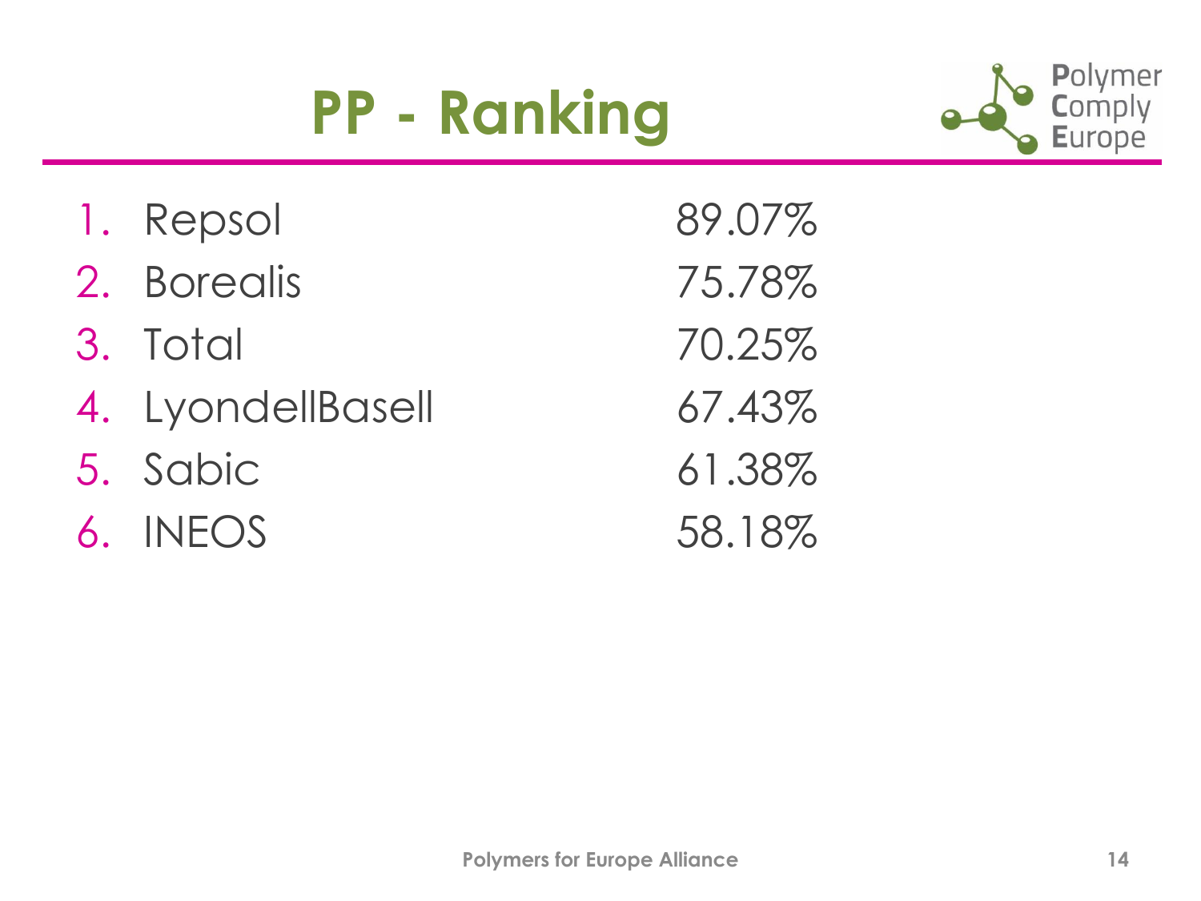# PP - Ranking

1. Repsol 89.07%
2. Borealis 75.78%
3. Total 70.25%
4. LyondellBasell 67.43%
5. Sabic 61.38%
6. INEOS 58.18%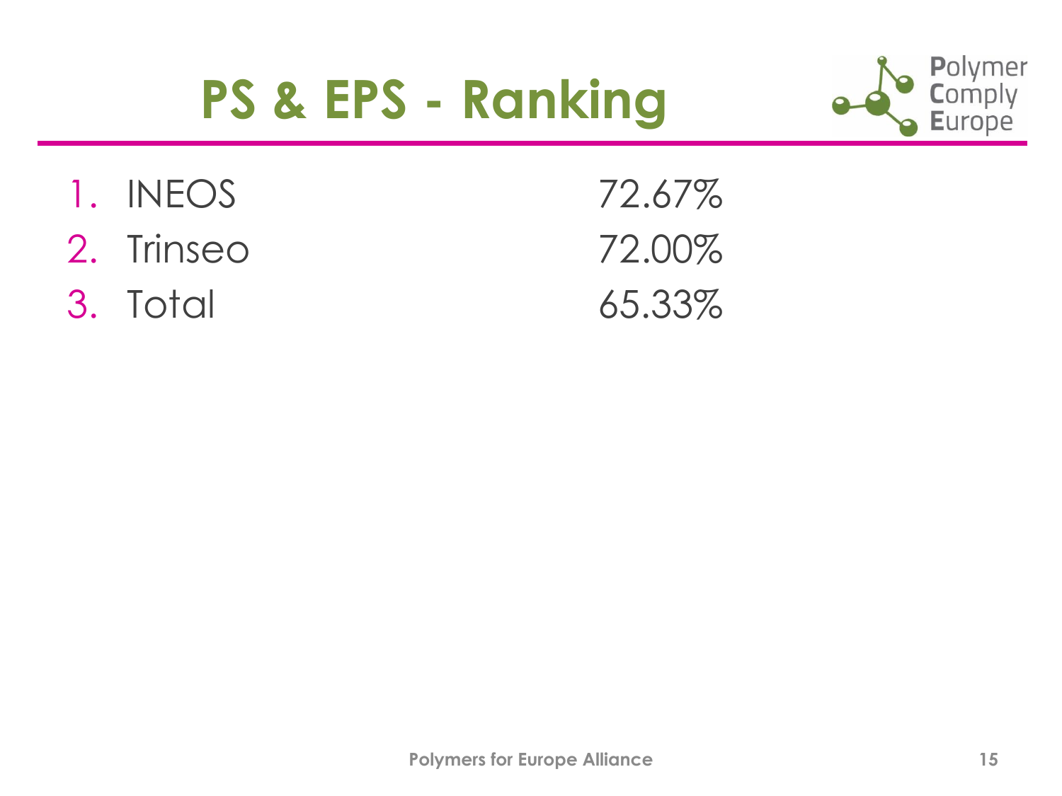# PS & EPS - Ranking

1. INEOS 72.67%
2. Trinseo 72.00%
3. Total 65.33%

Polymers for Europe Alliance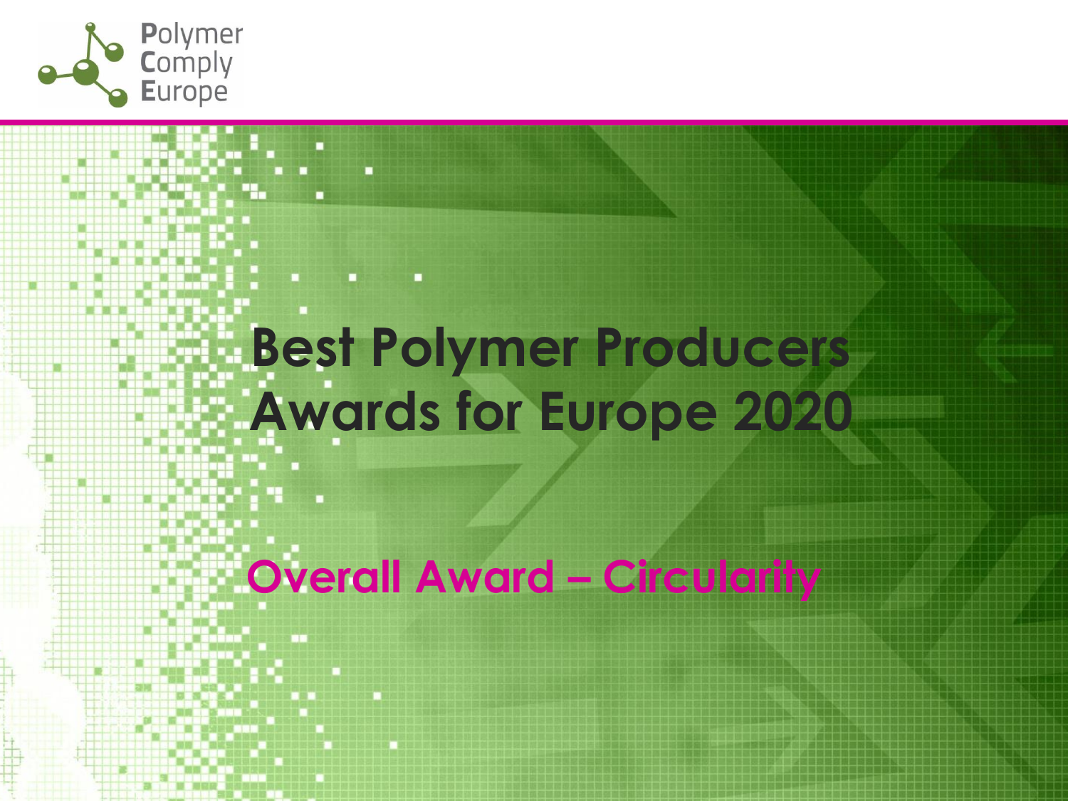# Best Polymer Producers Awards for Europe 2020

## Overall Award – Circularity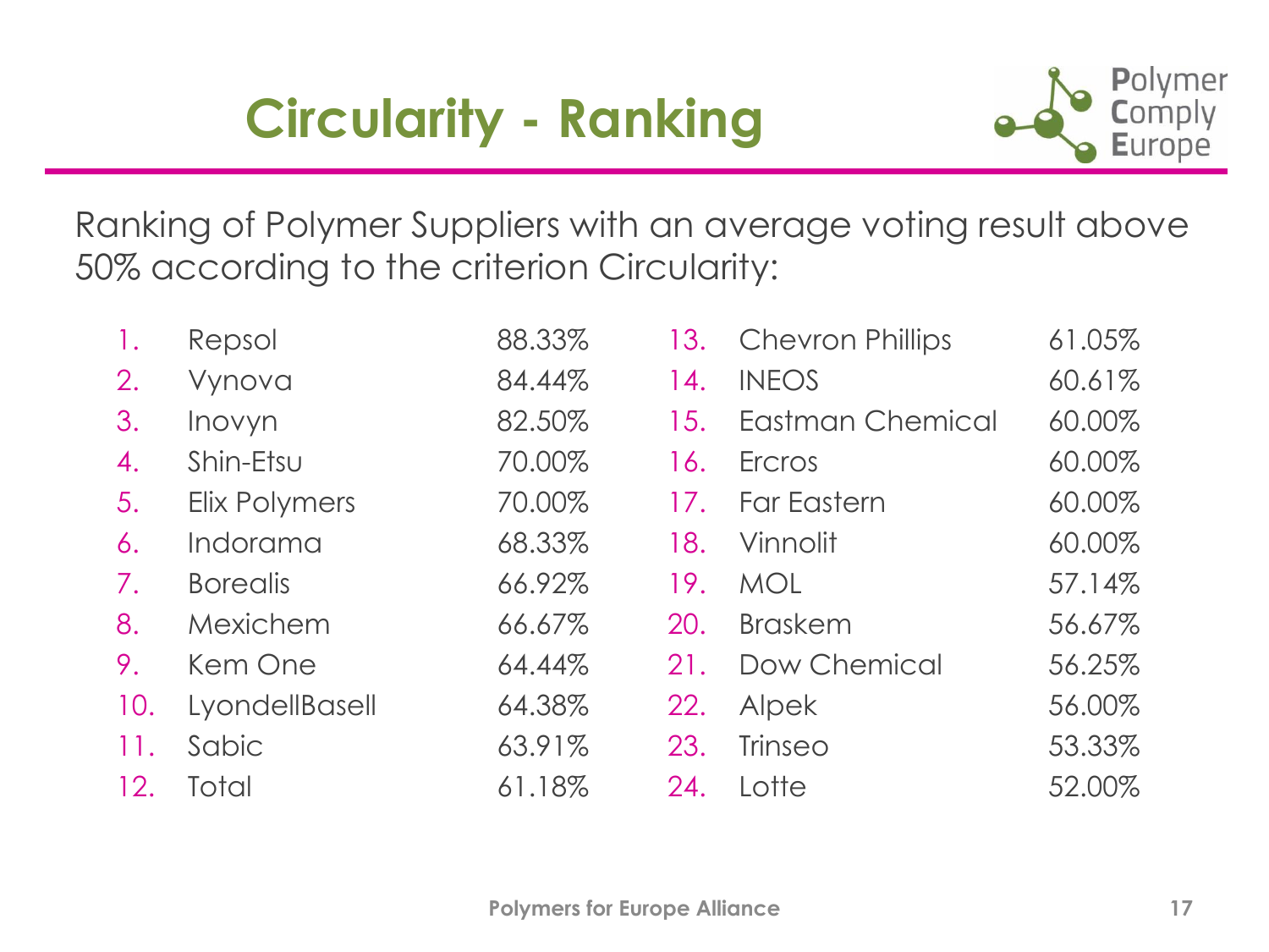# Circularity - Ranking

Ranking of Polymer Suppliers with an average voting result above 50% according to the criterion Circularity:

| Rank | Supplier | Result |
|---|---|---|
| 1. | Repsol | 88.33% |
| 2. | Vynova | 84.44% |
| 3. | Inovyn | 82.50% |
| 4. | Shin-Etsu | 70.00% |
| 5. | Elix Polymers | 70.00% |
| 6. | Indorama | 68.33% |
| 7. | Borealis | 66.92% |
| 8. | Mexichem | 66.67% |
| 9. | Kem One | 64.44% |
| 10. | LyondellBasell | 64.38% |
| 11. | Sabic | 63.91% |
| 12. | Total | 61.18% |
| 13. | Chevron Phillips | 61.05% |
| 14. | INEOS | 60.61% |
| 15. | Eastman Chemical | 60.00% |
| 16. | Ercros | 60.00% |
| 17. | Far Eastern | 60.00% |
| 18. | Vinnolit | 60.00% |
| 19. | MOL | 57.14% |
| 20. | Braskem | 56.67% |
| 21. | Dow Chemical | 56.25% |
| 22. | Alpek | 56.00% |
| 23. | Trinseo | 53.33% |
| 24. | Lotte | 52.00% |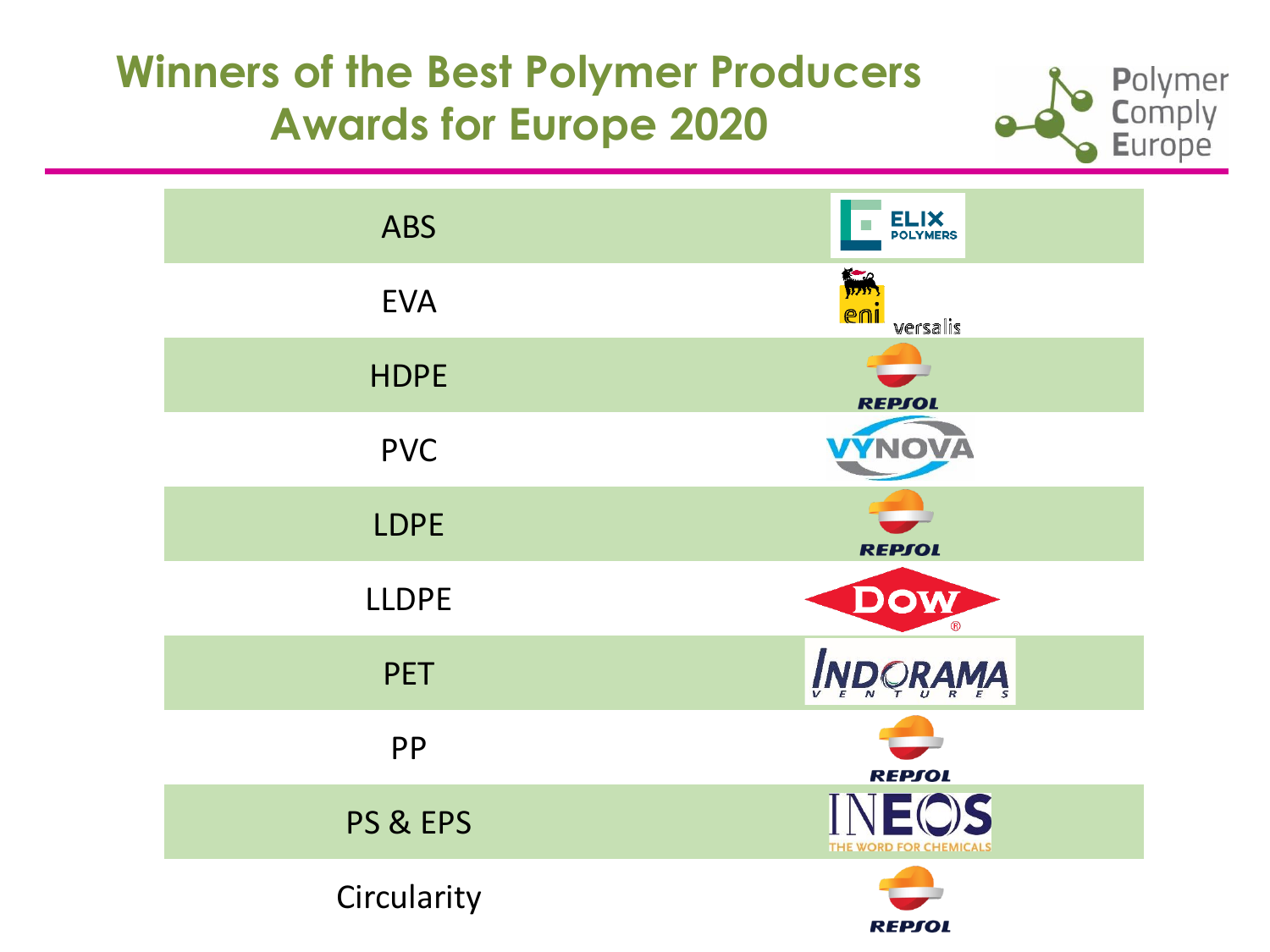# Winners of the Best Polymer Producers Awards for Europe 2020

Polymer Comply Europe

| | |
|---|---|
| ABS | ELIX POLYMERS |
| EVA | eni versalis |
| HDPE | REPSOL |
| PVC | VYNOVA |
| LDPE | REPSOL |
| LLDPE | DOW |
| PET | INDORAMA VENTURES |
| PP | REPSOL |
| PS & EPS | INEOS THE WORD FOR CHEMICALS |
| Circularity | REPSOL |